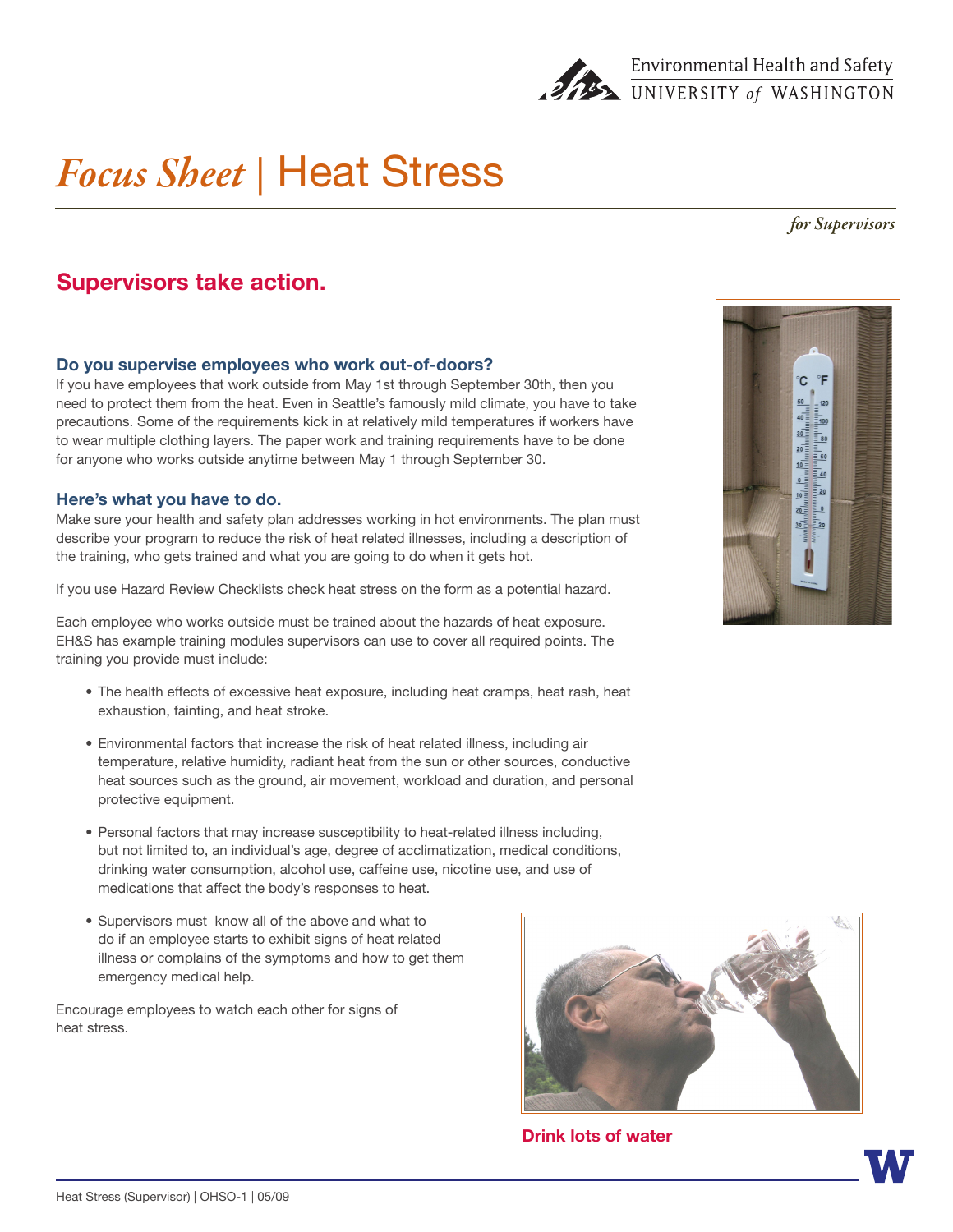Environmental Health and Safety
UNIVERSITY *of* WASHINGTON

# *Focus Sheet* | Heat Stress

*for Supervisors*

## Supervisors take action.

### Do you supervise employees who work out-of-doors?

If you have employees that work outside from May 1st through September 30th, then you need to protect them from the heat. Even in Seattle's famously mild climate, you have to take precautions. Some of the requirements kick in at relatively mild temperatures if workers have to wear multiple clothing layers. The paper work and training requirements have to be done for anyone who works outside anytime between May 1 through September 30.

### Here's what you have to do.

Make sure your health and safety plan addresses working in hot environments. The plan must describe your program to reduce the risk of heat related illnesses, including a description of the training, who gets trained and what you are going to do when it gets hot.

If you use Hazard Review Checklists check heat stress on the form as a potential hazard.

Each employee who works outside must be trained about the hazards of heat exposure. EH&S has example training modules supervisors can use to cover all required points. The training you provide must include:

- The health effects of excessive heat exposure, including heat cramps, heat rash, heat exhaustion, fainting, and heat stroke.
- Environmental factors that increase the risk of heat related illness, including air temperature, relative humidity, radiant heat from the sun or other sources, conductive heat sources such as the ground, air movement, workload and duration, and personal protective equipment.
- Personal factors that may increase susceptibility to heat-related illness including, but not limited to, an individual's age, degree of acclimatization, medical conditions, drinking water consumption, alcohol use, caffeine use, nicotine use, and use of medications that affect the body's responses to heat.
- Supervisors must know all of the above and what to do if an employee starts to exhibit signs of heat related illness or complains of the symptoms and how to get them emergency medical help.

Encourage employees to watch each other for signs of heat stress.

**Drink lots of water**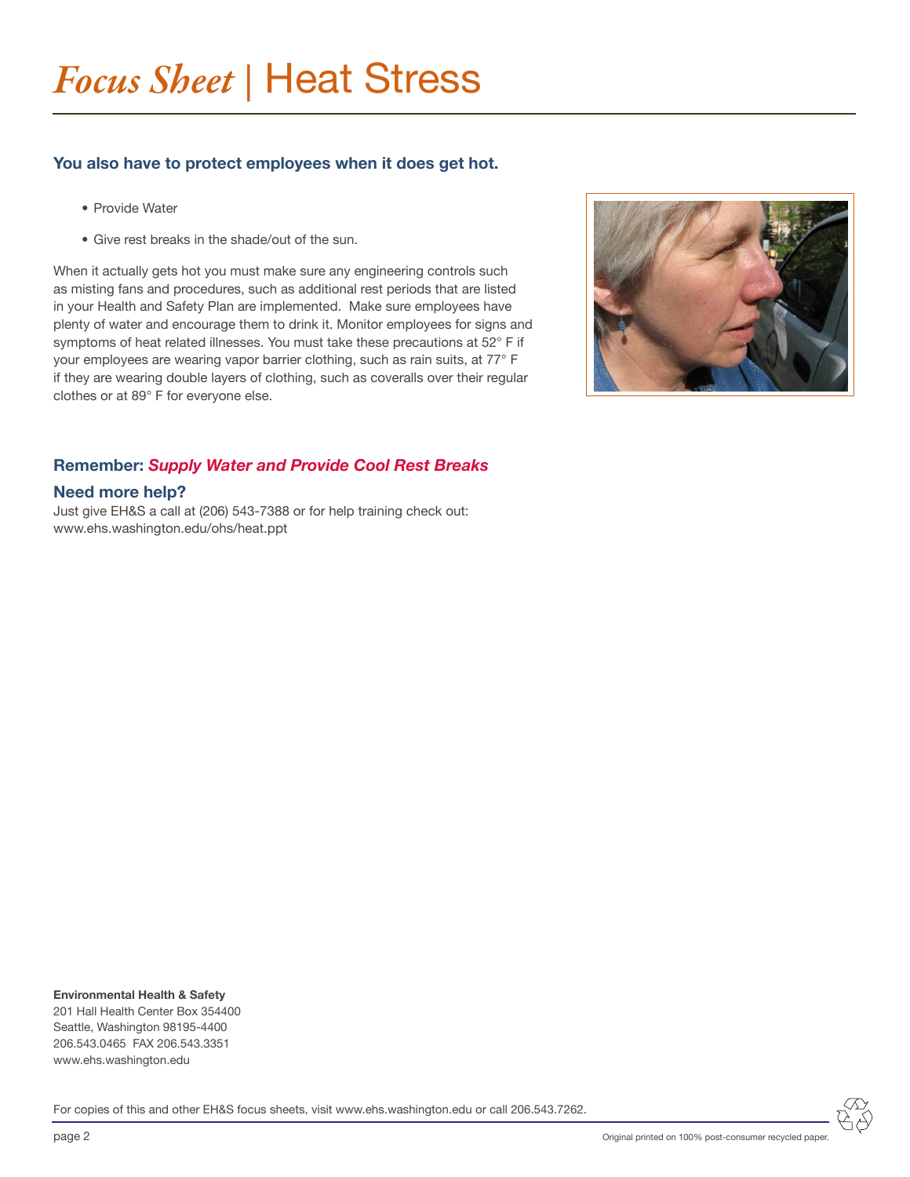# *Focus Sheet* | Heat Stress

### You also have to protect employees when it does get hot.

- Provide Water
- Give rest breaks in the shade/out of the sun.

When it actually gets hot you must make sure any engineering controls such as misting fans and procedures, such as additional rest periods that are listed in your Health and Safety Plan are implemented. Make sure employees have plenty of water and encourage them to drink it. Monitor employees for signs and symptoms of heat related illnesses. You must take these precautions at 52° F if your employees are wearing vapor barrier clothing, such as rain suits, at 77° F if they are wearing double layers of clothing, such as coveralls over their regular clothes or at 89° F for everyone else.

### Remember: *Supply Water and Provide Cool Rest Breaks*

### Need more help?

Just give EH&S a call at (206) 543-7388 or for help training check out: www.ehs.washington.edu/ohs/heat.ppt

**Environmental Health & Safety**
201 Hall Health Center Box 354400
Seattle, Washington 98195-4400
206.543.0465 FAX 206.543.3351
www.ehs.washington.edu

For copies of this and other EH&S focus sheets, visit www.ehs.washington.edu or call 206.543.7262.

Original printed on 100% post-consumer recycled paper.